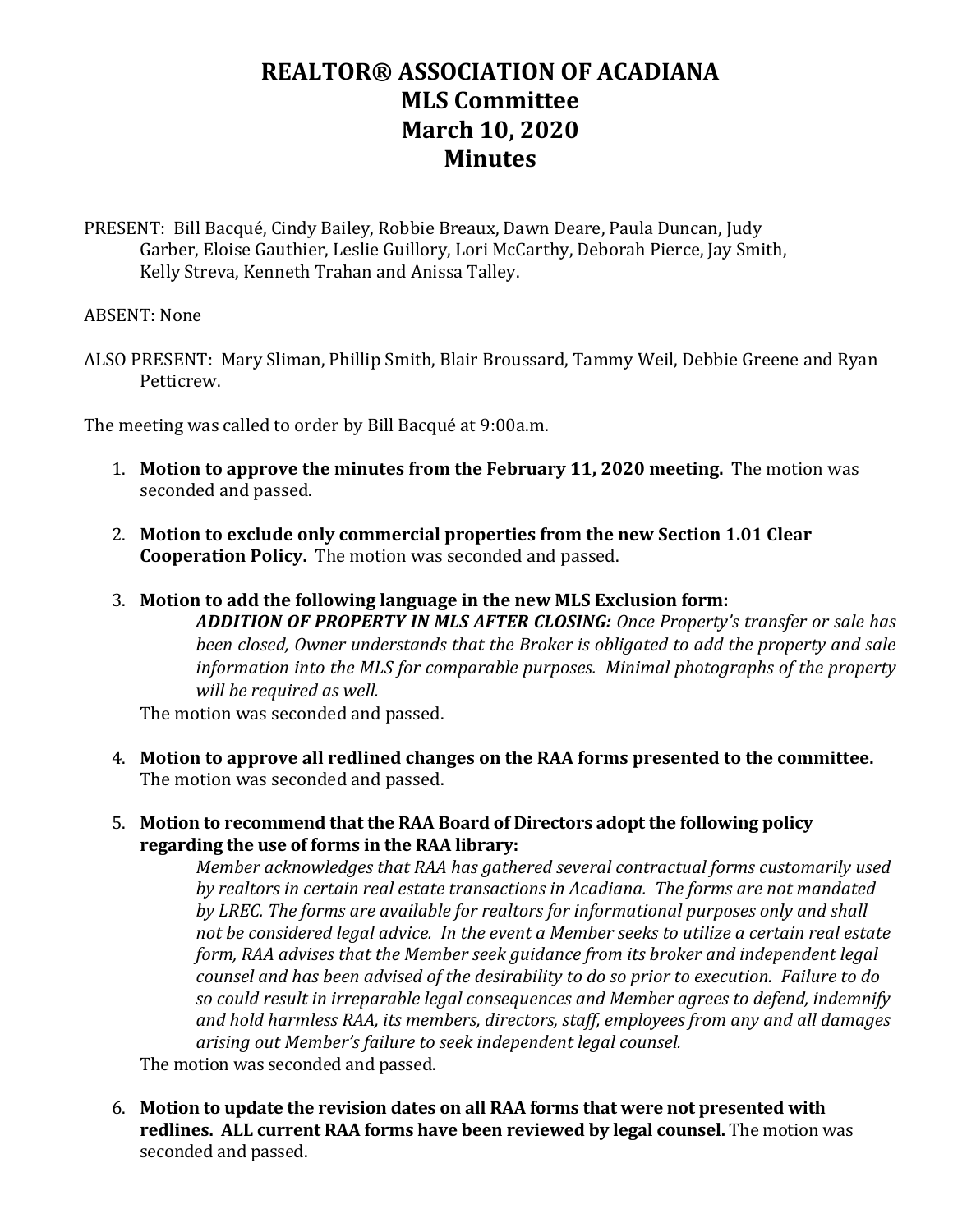# REALTOR® ASSOCIATION OF ACADIANA
# MLS Committee
# March 10, 2020
# Minutes

PRESENT: Bill Bacqué, Cindy Bailey, Robbie Breaux, Dawn Deare, Paula Duncan, Judy Garber, Eloise Gauthier, Leslie Guillory, Lori McCarthy, Deborah Pierce, Jay Smith, Kelly Streva, Kenneth Trahan and Anissa Talley.

ABSENT: None

ALSO PRESENT: Mary Sliman, Phillip Smith, Blair Broussard, Tammy Weil, Debbie Greene and Ryan Petticrew.

The meeting was called to order by Bill Bacqué at 9:00a.m.

1. **Motion to approve the minutes from the February 11, 2020 meeting.** The motion was seconded and passed.

2. **Motion to exclude only commercial properties from the new Section 1.01 Clear Cooperation Policy.** The motion was seconded and passed.

3. **Motion to add the following language in the new MLS Exclusion form:**

   ***ADDITION OF PROPERTY IN MLS AFTER CLOSING:*** *Once Property's transfer or sale has been closed, Owner understands that the Broker is obligated to add the property and sale information into the MLS for comparable purposes. Minimal photographs of the property will be required as well.*

   The motion was seconded and passed.

4. **Motion to approve all redlined changes on the RAA forms presented to the committee.** The motion was seconded and passed.

5. **Motion to recommend that the RAA Board of Directors adopt the following policy regarding the use of forms in the RAA library:**

   *Member acknowledges that RAA has gathered several contractual forms customarily used by realtors in certain real estate transactions in Acadiana. The forms are not mandated by LREC. The forms are available for realtors for informational purposes only and shall not be considered legal advice. In the event a Member seeks to utilize a certain real estate form, RAA advises that the Member seek guidance from its broker and independent legal counsel and has been advised of the desirability to do so prior to execution. Failure to do so could result in irreparable legal consequences and Member agrees to defend, indemnify and hold harmless RAA, its members, directors, staff, employees from any and all damages arising out Member's failure to seek independent legal counsel.*

   The motion was seconded and passed.

6. **Motion to update the revision dates on all RAA forms that were not presented with redlines. ALL current RAA forms have been reviewed by legal counsel.** The motion was seconded and passed.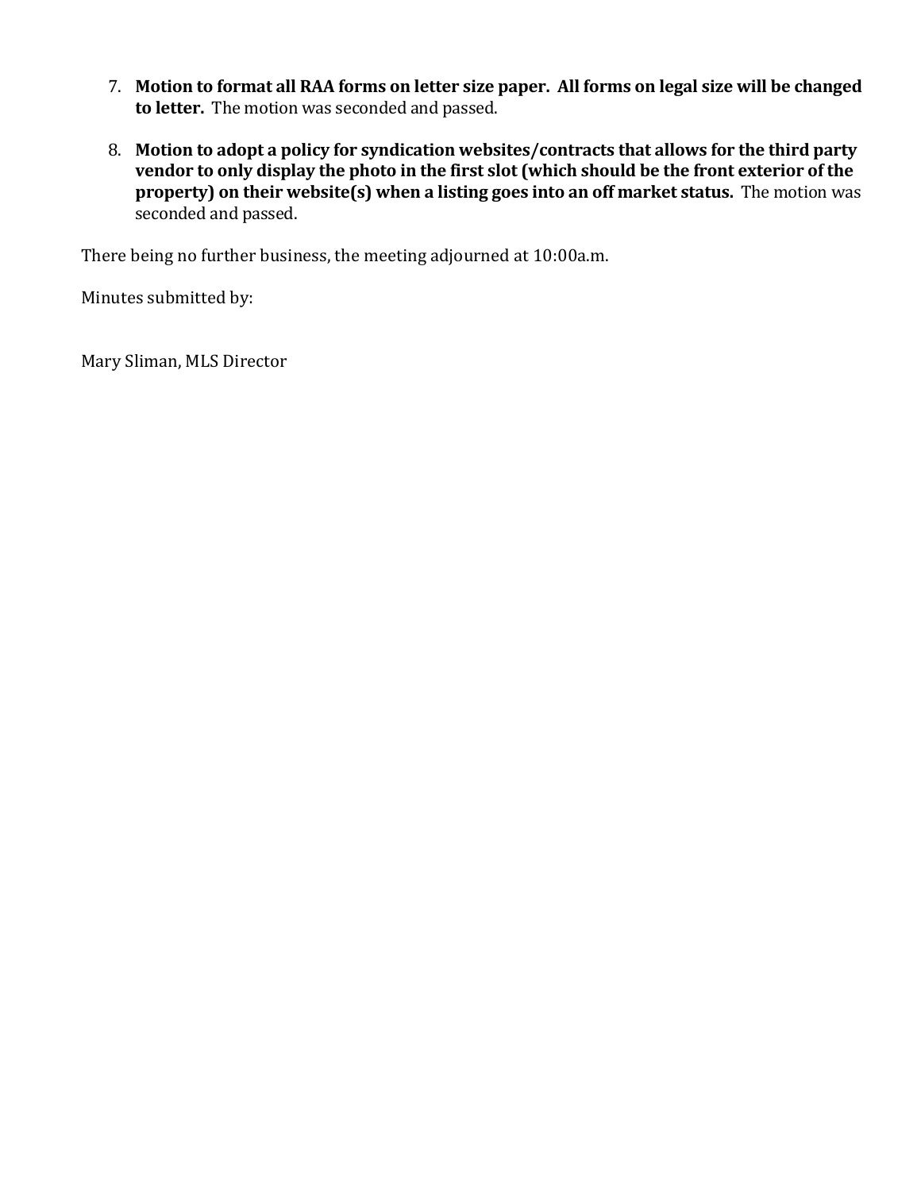7. **Motion to format all RAA forms on letter size paper. All forms on legal size will be changed to letter.** The motion was seconded and passed.

8. **Motion to adopt a policy for syndication websites/contracts that allows for the third party vendor to only display the photo in the first slot (which should be the front exterior of the property) on their website(s) when a listing goes into an off market status.** The motion was seconded and passed.

There being no further business, the meeting adjourned at 10:00a.m.

Minutes submitted by:

Mary Sliman, MLS Director